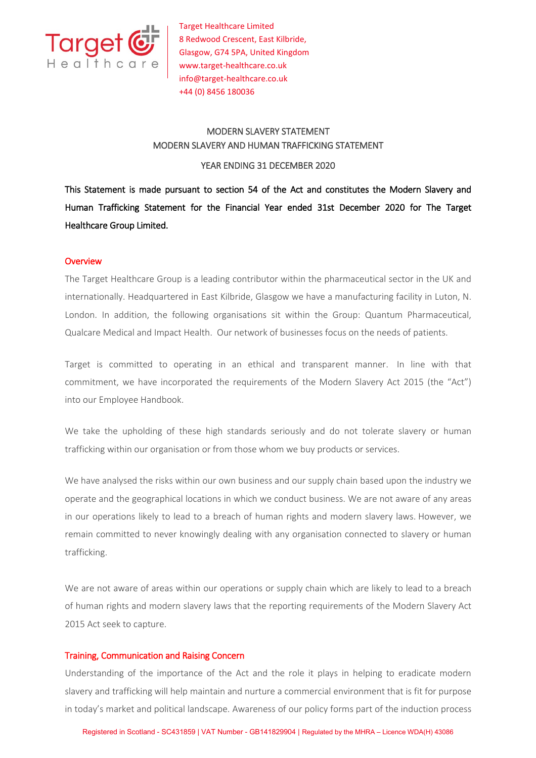Target Healthcare Limited
8 Redwood Crescent, East Kilbride,
Glasgow, G74 5PA, United Kingdom
www.target-healthcare.co.uk
info@target-healthcare.co.uk
+44 (0) 8456 180036

# MODERN SLAVERY STATEMENT
# MODERN SLAVERY AND HUMAN TRAFFICKING STATEMENT
## YEAR ENDING 31 DECEMBER 2020

This Statement is made pursuant to section 54 of the Act and constitutes the Modern Slavery and Human Trafficking Statement for the Financial Year ended 31st December 2020 for The Target Healthcare Group Limited.

## Overview

The Target Healthcare Group is a leading contributor within the pharmaceutical sector in the UK and internationally. Headquartered in East Kilbride, Glasgow we have a manufacturing facility in Luton, N. London. In addition, the following organisations sit within the Group: Quantum Pharmaceutical, Qualcare Medical and Impact Health. Our network of businesses focus on the needs of patients.

Target is committed to operating in an ethical and transparent manner. In line with that commitment, we have incorporated the requirements of the Modern Slavery Act 2015 (the "Act") into our Employee Handbook.

We take the upholding of these high standards seriously and do not tolerate slavery or human trafficking within our organisation or from those whom we buy products or services.

We have analysed the risks within our own business and our supply chain based upon the industry we operate and the geographical locations in which we conduct business. We are not aware of any areas in our operations likely to lead to a breach of human rights and modern slavery laws. However, we remain committed to never knowingly dealing with any organisation connected to slavery or human trafficking.

We are not aware of areas within our operations or supply chain which are likely to lead to a breach of human rights and modern slavery laws that the reporting requirements of the Modern Slavery Act 2015 Act seek to capture.

## Training, Communication and Raising Concern

Understanding of the importance of the Act and the role it plays in helping to eradicate modern slavery and trafficking will help maintain and nurture a commercial environment that is fit for purpose in today's market and political landscape. Awareness of our policy forms part of the induction process

Registered in Scotland - SC431859 | VAT Number - GB141829904 | Regulated by the MHRA – Licence WDA(H) 43086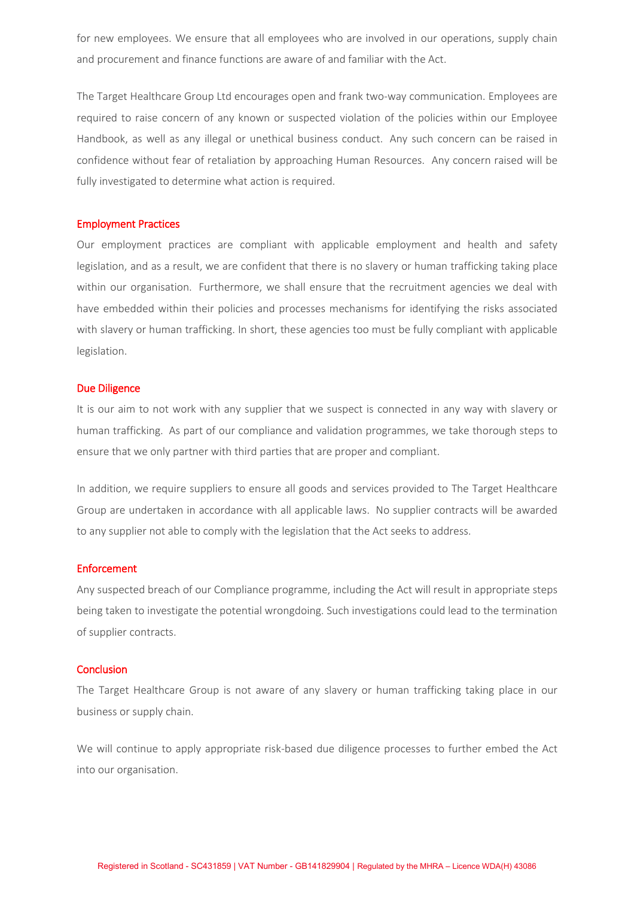for new employees. We ensure that all employees who are involved in our operations, supply chain and procurement and finance functions are aware of and familiar with the Act.

The Target Healthcare Group Ltd encourages open and frank two-way communication. Employees are required to raise concern of any known or suspected violation of the policies within our Employee Handbook, as well as any illegal or unethical business conduct. Any such concern can be raised in confidence without fear of retaliation by approaching Human Resources. Any concern raised will be fully investigated to determine what action is required.

## Employment Practices

Our employment practices are compliant with applicable employment and health and safety legislation, and as a result, we are confident that there is no slavery or human trafficking taking place within our organisation. Furthermore, we shall ensure that the recruitment agencies we deal with have embedded within their policies and processes mechanisms for identifying the risks associated with slavery or human trafficking. In short, these agencies too must be fully compliant with applicable legislation.

## Due Diligence

It is our aim to not work with any supplier that we suspect is connected in any way with slavery or human trafficking. As part of our compliance and validation programmes, we take thorough steps to ensure that we only partner with third parties that are proper and compliant.

In addition, we require suppliers to ensure all goods and services provided to The Target Healthcare Group are undertaken in accordance with all applicable laws. No supplier contracts will be awarded to any supplier not able to comply with the legislation that the Act seeks to address.

## Enforcement

Any suspected breach of our Compliance programme, including the Act will result in appropriate steps being taken to investigate the potential wrongdoing. Such investigations could lead to the termination of supplier contracts.

## Conclusion

The Target Healthcare Group is not aware of any slavery or human trafficking taking place in our business or supply chain.

We will continue to apply appropriate risk-based due diligence processes to further embed the Act into our organisation.